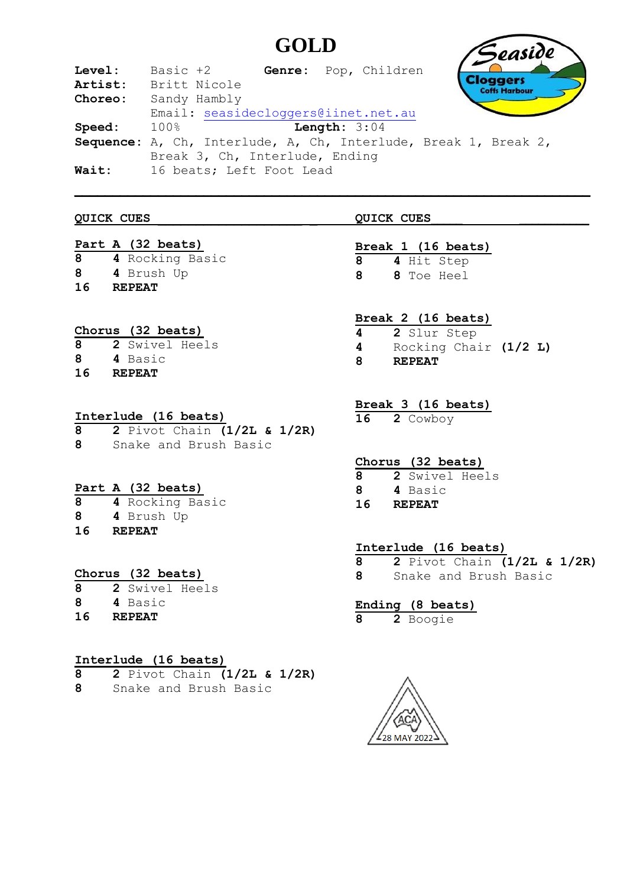# GOLD

**Level:** Basic +2 **Genre:** Pop, Children
**Artist:** Britt Nicole
**Choreo:** Sandy Hambly
Email: seasidecloggers@iinet.net.au
**Speed:** 100% **Length:** 3:04
**Sequence:** A, Ch, Interlude, A, Ch, Interlude, Break 1, Break 2, Break 3, Ch, Interlude, Ending
**Wait:** 16 beats; Left Foot Lead

---

**QUICK CUES**

**Part A (32 beats)**
8 **4** Rocking Basic
8 **4** Brush Up
16 **REPEAT**

**Chorus (32 beats)**
8 **2** Swivel Heels
8 **4** Basic
16 **REPEAT**

**Interlude (16 beats)**
8 **2** Pivot Chain **(1/2L & 1/2R)**
8 Snake and Brush Basic

**Part A (32 beats)**
8 **4** Rocking Basic
8 **4** Brush Up
16 **REPEAT**

**Chorus (32 beats)**
8 **2** Swivel Heels
8 **4** Basic
16 **REPEAT**

**Interlude (16 beats)**
8 **2** Pivot Chain **(1/2L & 1/2R)**
8 Snake and Brush Basic

**QUICK CUES**

**Break 1 (16 beats)**
8 **4** Hit Step
8 **8** Toe Heel

**Break 2 (16 beats)**
4 **2** Slur Step
4 Rocking Chair **(1/2 L)**
8 **REPEAT**

**Break 3 (16 beats)**
16 **2** Cowboy

**Chorus (32 beats)**
8 **2** Swivel Heels
8 **4** Basic
16 **REPEAT**

**Interlude (16 beats)**
8 **2** Pivot Chain **(1/2L & 1/2R)**
8 Snake and Brush Basic

**Ending (8 beats)**
8 **2** Boogie

ACA 28 MAY 2022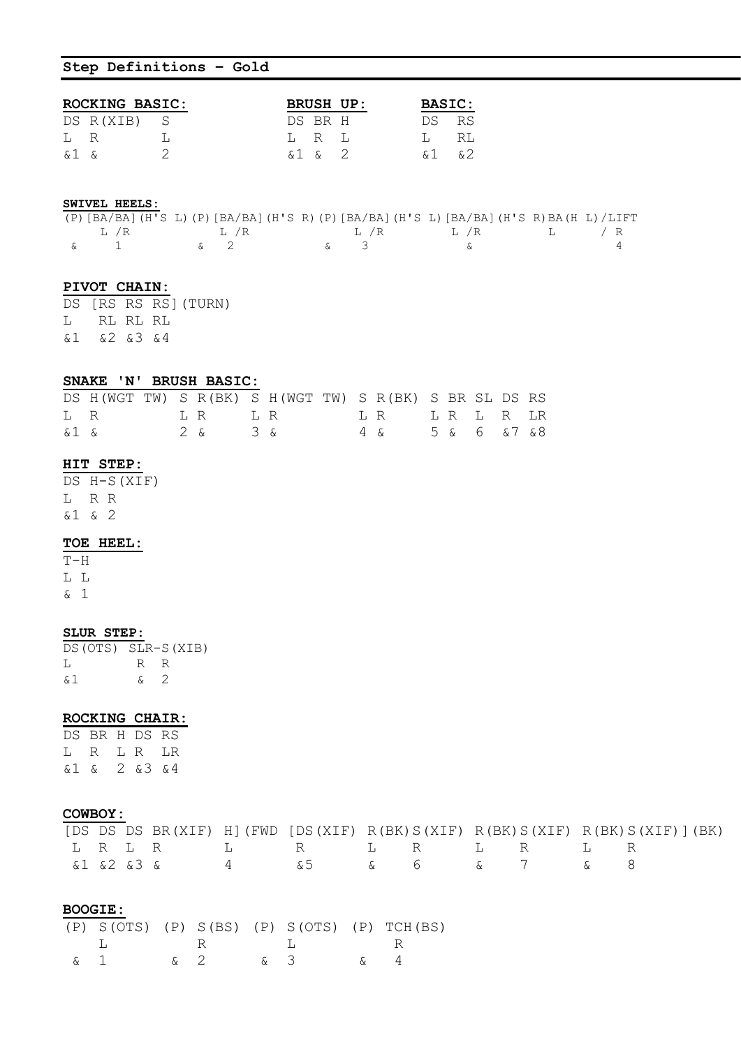## Step Definitions – Gold

**ROCKING BASIC:**

```
DS R(XIB)  S
L  R       L
&1 &       2
```

**BRUSH UP:**

```
DS BR H
L  R  L
&1 &  2
```

**BASIC:**

```
DS  RS
L   RL
&1  &2
```

**SWIVEL HEELS:**

```
(P)[BA/BA](H'S L)(P)[BA/BA](H'S R)(P)[BA/BA](H'S L)[BA/BA](H'S R)BA(H L)/LIFT
     L /R            L /R             L /R         L /R         L      / R
 &    1           &   2            &   3             &                   4
```

**PIVOT CHAIN:**

```
DS [RS RS RS](TURN)
L   RL RL RL
&1  &2 &3 &4
```

**SNAKE 'N' BRUSH BASIC:**

```
DS H(WGT TW) S R(BK) S H(WGT TW) S R(BK) S BR SL DS RS
L  R         L R     L R         L R     L R  L  R  LR
&1 &         2 &     3 &         4 &     5 &  6  &7 &8
```

**HIT STEP:**

```
DS H-S(XIF)
L  R R
&1 & 2
```

**TOE HEEL:**

```
T-H
L L
& 1
```

**SLUR STEP:**

```
DS(OTS) SLR-S(XIB)
L         R R
&1        & 2
```

**ROCKING CHAIR:**

```
DS BR H DS RS
L  R  L R  LR
&1 &  2 &3 &4
```

**COWBOY:**

```
[DS DS DS BR(XIF) H](FWD [DS(XIF) R(BK)S(XIF) R(BK)S(XIF) R(BK)S(XIF)](BK)
 L  R  L  R       L        R      L    R      L    R      L    R
 &1 &2 &3 &       4        &5     &    6      &    7      &    8
```

**BOOGIE:**

```
(P) S(OTS)  (P) S(BS)  (P) S(OTS)  (P) TCH(BS)
    L           R          L           R
 &  1        &  2       &  3        &  4
```